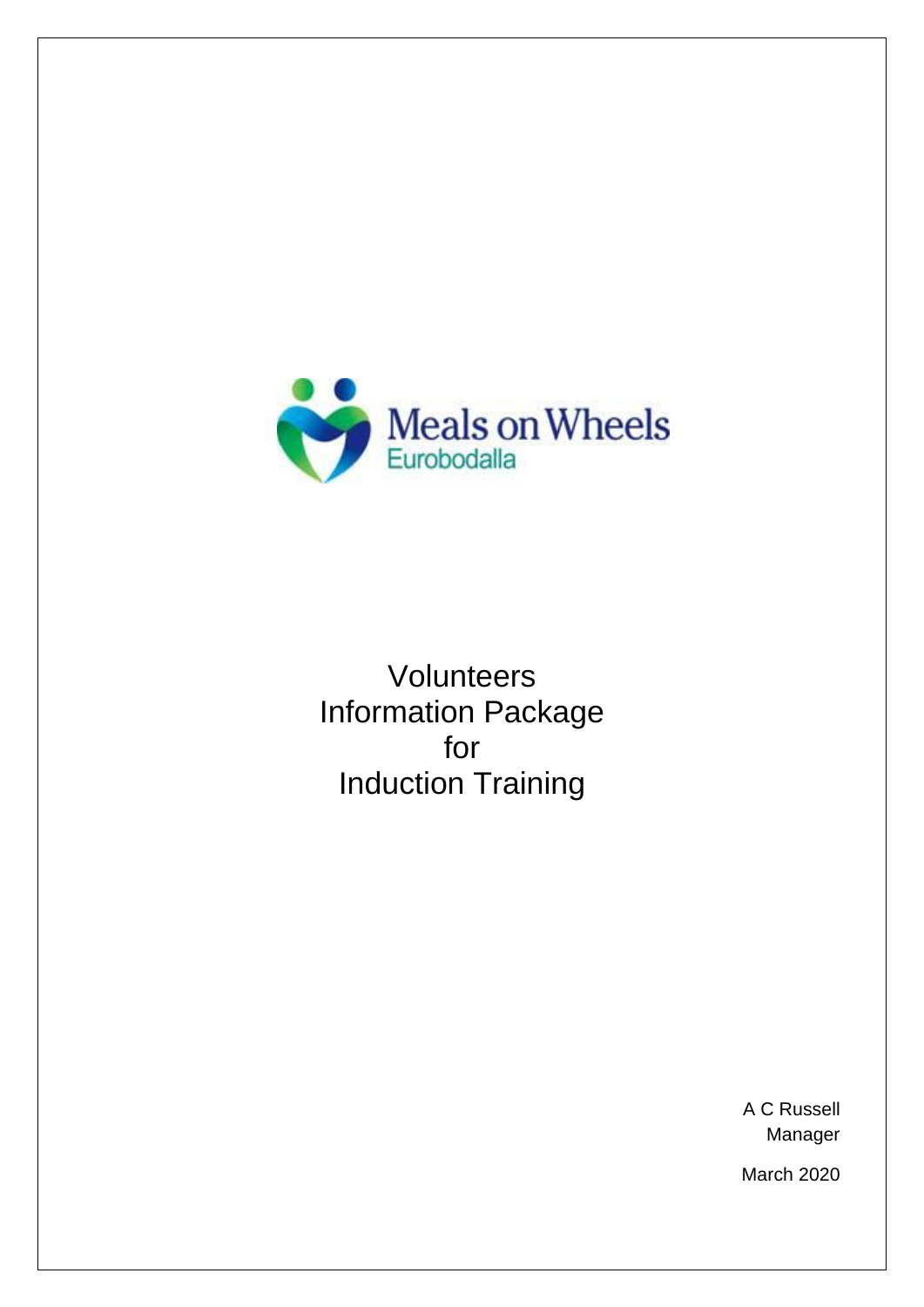Meals on Wheels
Eurobodalla

# Volunteers Information Package for Induction Training

A C Russell
Manager

March 2020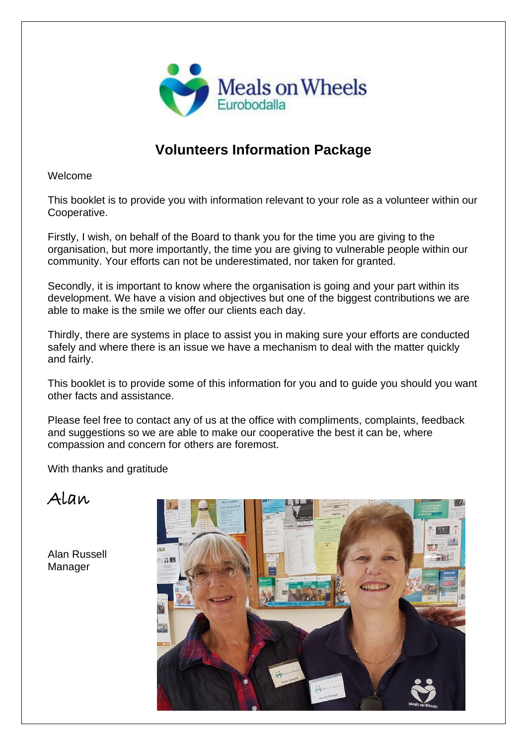# Volunteers Information Package

Welcome

This booklet is to provide you with information relevant to your role as a volunteer within our Cooperative.

Firstly, I wish, on behalf of the Board to thank you for the time you are giving to the organisation, but more importantly, the time you are giving to vulnerable people within our community. Your efforts can not be underestimated, nor taken for granted.

Secondly, it is important to know where the organisation is going and your part within its development. We have a vision and objectives but one of the biggest contributions we are able to make is the smile we offer our clients each day.

Thirdly, there are systems in place to assist you in making sure your efforts are conducted safely and where there is an issue we have a mechanism to deal with the matter quickly and fairly.

This booklet is to provide some of this information for you and to guide you should you want other facts and assistance.

Please feel free to contact any of us at the office with compliments, complaints, feedback and suggestions so we are able to make our cooperative the best it can be, where compassion and concern for others are foremost.

With thanks and gratitude

*Alan*

Alan Russell
Manager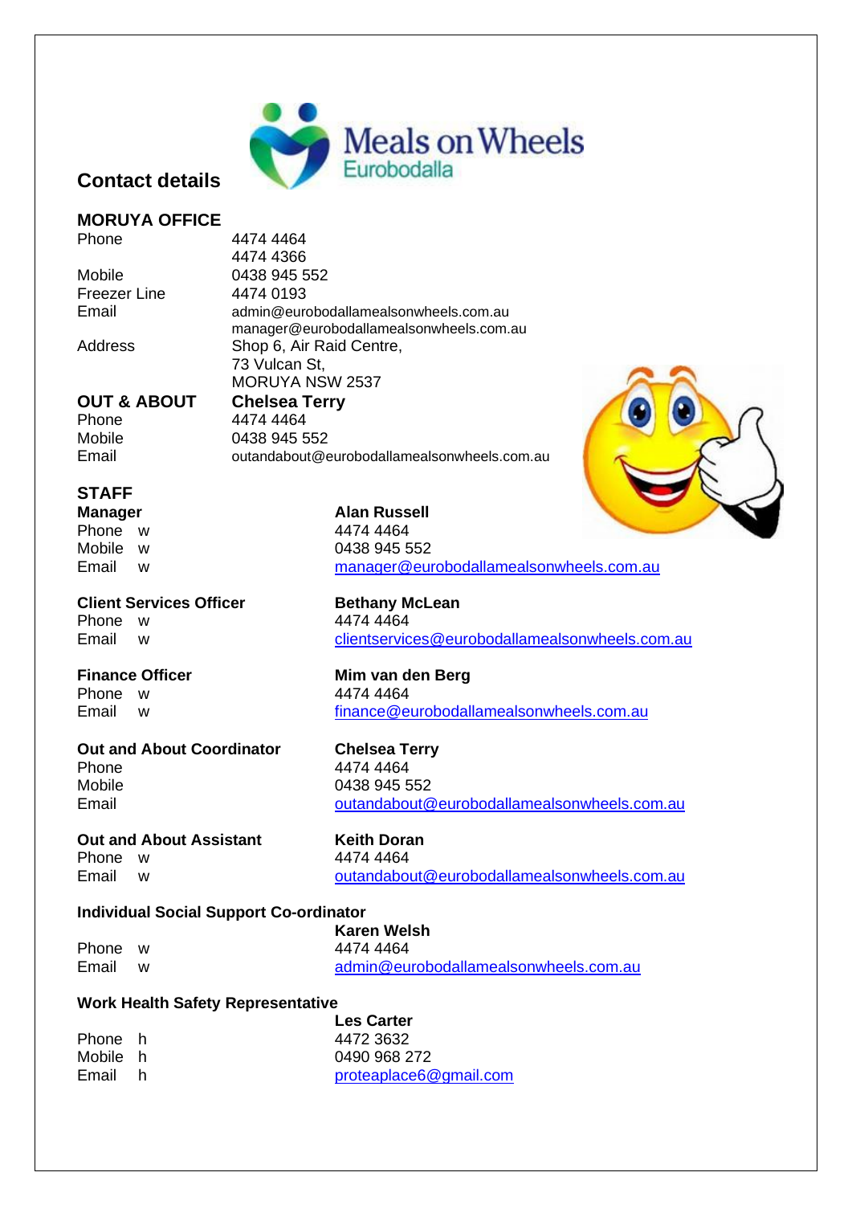## Contact details

Meals on Wheels Eurobodalla

### MORUYA OFFICE

| | |
|---|---|
| Phone | 4474 4464 |
| | 4474 4366 |
| Mobile | 0438 945 552 |
| Freezer Line | 4474 0193 |
| Email | admin@eurobodallamealsonwheels.com.au |
| | manager@eurobodallamealsonwheels.com.au |
| Address | Shop 6, Air Raid Centre, |
| | 73 Vulcan St, |
| | MORUYA NSW 2537 |

### OUT & ABOUT — Chelsea Terry

| | |
|---|---|
| Phone | 4474 4464 |
| Mobile | 0438 945 552 |
| Email | outandabout@eurobodallamealsonwheels.com.au |

### STAFF

**Manager** — **Alan Russell**

| | |
|---|---|
| Phone w | 4474 4464 |
| Mobile w | 0438 945 552 |
| Email w | manager@eurobodallamealsonwheels.com.au |

**Client Services Officer** — **Bethany McLean**

| | |
|---|---|
| Phone w | 4474 4464 |
| Email w | clientservices@eurobodallamealsonwheels.com.au |

**Finance Officer** — **Mim van den Berg**

| | |
|---|---|
| Phone w | 4474 4464 |
| Email w | finance@eurobodallamealsonwheels.com.au |

**Out and About Coordinator** — **Chelsea Terry**

| | |
|---|---|
| Phone | 4474 4464 |
| Mobile | 0438 945 552 |
| Email | outandabout@eurobodallamealsonwheels.com.au |

**Out and About Assistant** — **Keith Doran**

| | |
|---|---|
| Phone w | 4474 4464 |
| Email w | outandabout@eurobodallamealsonwheels.com.au |

**Individual Social Support Co-ordinator** — **Karen Welsh**

| | |
|---|---|
| Phone w | 4474 4464 |
| Email w | admin@eurobodallamealsonwheels.com.au |

**Work Health Safety Representative** — **Les Carter**

| | |
|---|---|
| Phone h | 4472 3632 |
| Mobile h | 0490 968 272 |
| Email h | proteaplace6@gmail.com |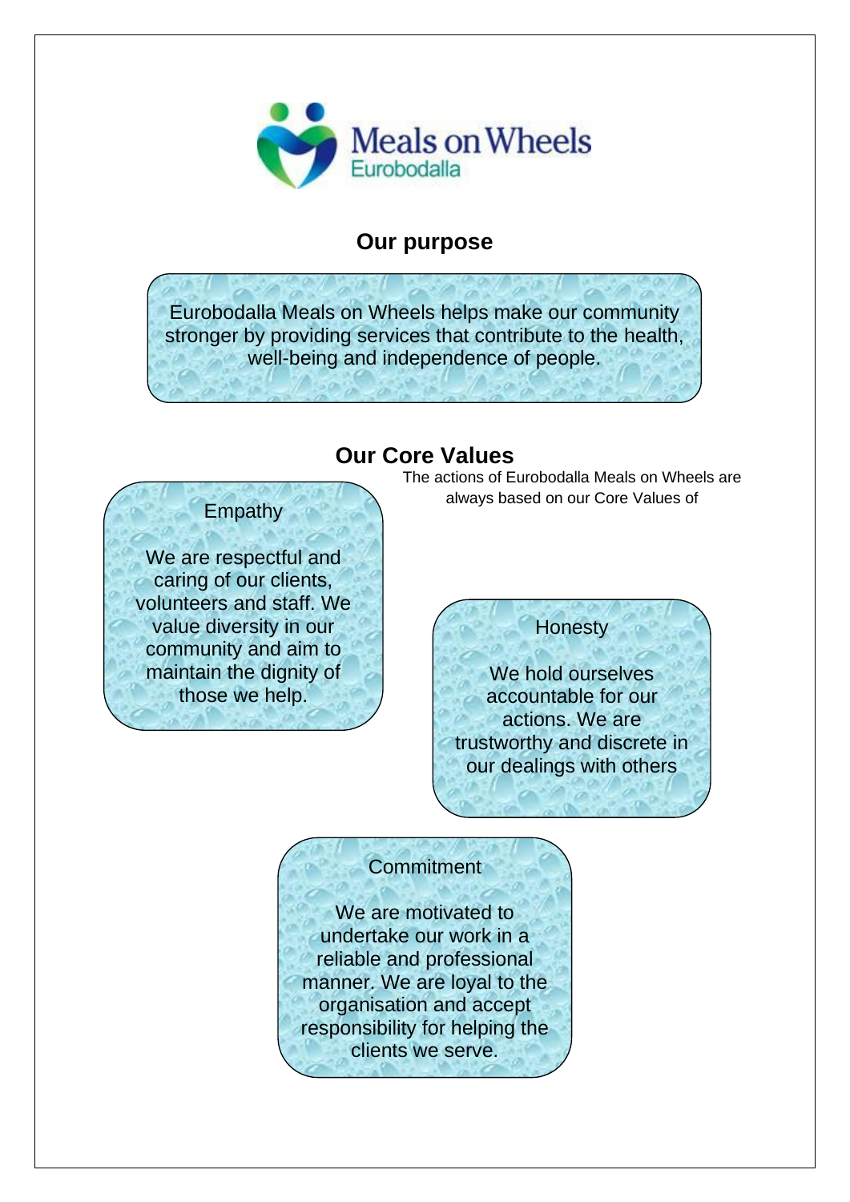Meals on Wheels
Eurobodalla

## Our purpose

Eurobodalla Meals on Wheels helps make our community stronger by providing services that contribute to the health, well-being and independence of people.

## Our Core Values

The actions of Eurobodalla Meals on Wheels are always based on our Core Values of

### Empathy

We are respectful and caring of our clients, volunteers and staff. We value diversity in our community and aim to maintain the dignity of those we help.

### Honesty

We hold ourselves accountable for our actions. We are trustworthy and discrete in our dealings with others

### Commitment

We are motivated to undertake our work in a reliable and professional manner. We are loyal to the organisation and accept responsibility for helping the clients we serve.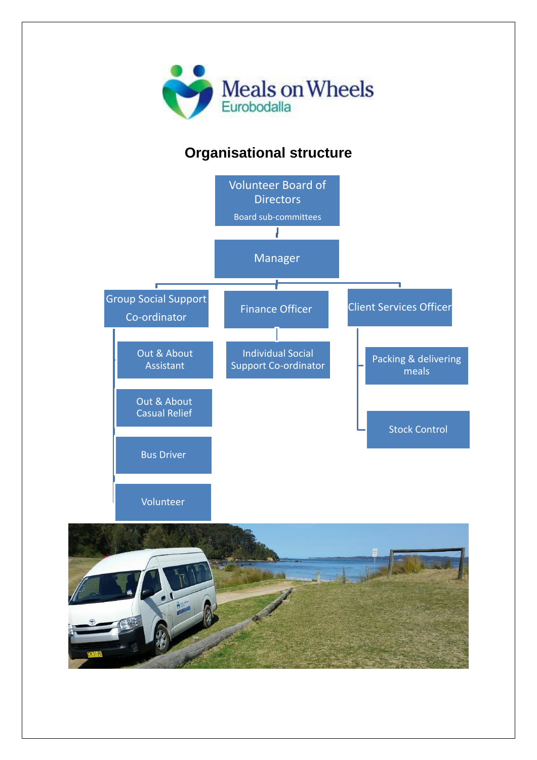Meals on Wheels
Eurobodalla

# Organisational structure

- Volunteer Board of Directors
  - Board sub-committees
  - Manager
    - Group Social Support Co-ordinator
      - Out & About Assistant
      - Out & About Casual Relief
      - Bus Driver
      - Volunteer
    - Finance Officer
      - Individual Social Support Co-ordinator
    - Client Services Officer
      - Packing & delivering meals
      - Stock Control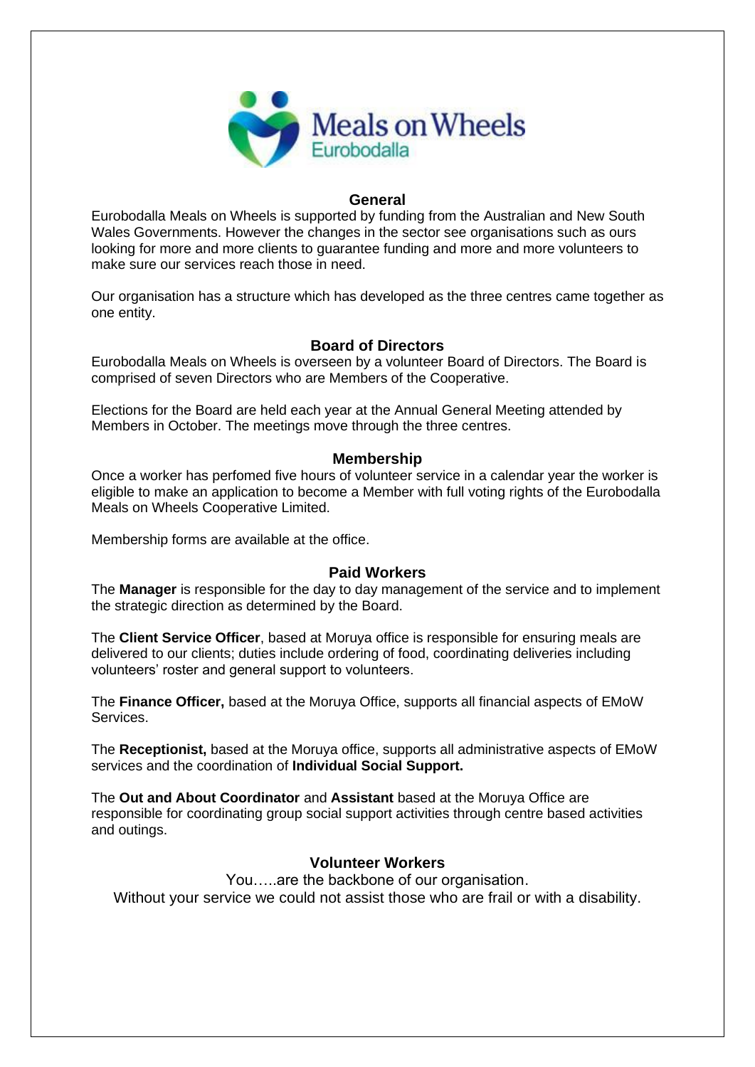## General

Eurobodalla Meals on Wheels is supported by funding from the Australian and New South Wales Governments. However the changes in the sector see organisations such as ours looking for more and more clients to guarantee funding and more and more volunteers to make sure our services reach those in need.

Our organisation has a structure which has developed as the three centres came together as one entity.

## Board of Directors

Eurobodalla Meals on Wheels is overseen by a volunteer Board of Directors. The Board is comprised of seven Directors who are Members of the Cooperative.

Elections for the Board are held each year at the Annual General Meeting attended by Members in October. The meetings move through the three centres.

## Membership

Once a worker has perfomed five hours of volunteer service in a calendar year the worker is eligible to make an application to become a Member with full voting rights of the Eurobodalla Meals on Wheels Cooperative Limited.

Membership forms are available at the office.

## Paid Workers

The **Manager** is responsible for the day to day management of the service and to implement the strategic direction as determined by the Board.

The **Client Service Officer**, based at Moruya office is responsible for ensuring meals are delivered to our clients; duties include ordering of food, coordinating deliveries including volunteers' roster and general support to volunteers.

The **Finance Officer,** based at the Moruya Office, supports all financial aspects of EMoW Services.

The **Receptionist,** based at the Moruya office, supports all administrative aspects of EMoW services and the coordination of **Individual Social Support.**

The **Out and About Coordinator** and **Assistant** based at the Moruya Office are responsible for coordinating group social support activities through centre based activities and outings.

## Volunteer Workers

You…..are the backbone of our organisation.
Without your service we could not assist those who are frail or with a disability.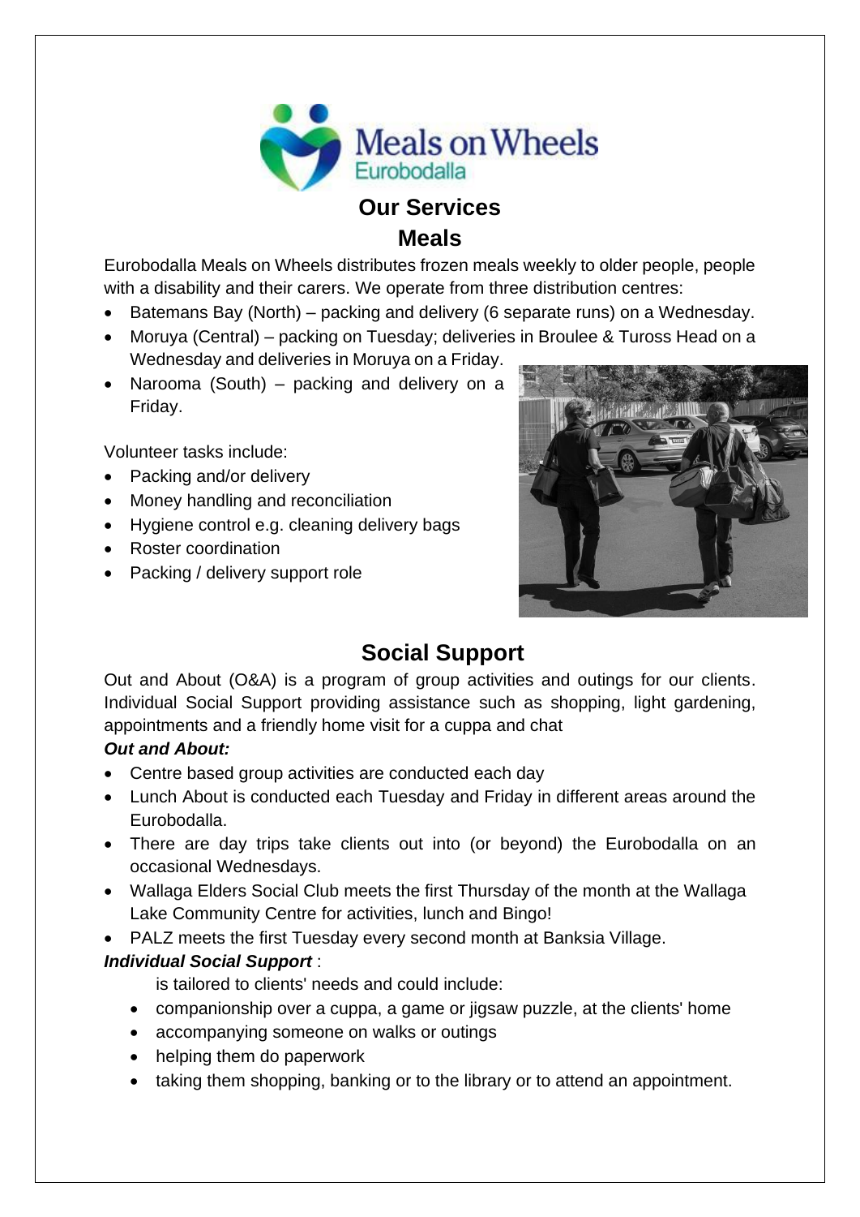Meals on Wheels Eurobodalla

# Our Services

## Meals

Eurobodalla Meals on Wheels distributes frozen meals weekly to older people, people with a disability and their carers. We operate from three distribution centres:

- Batemans Bay (North) – packing and delivery (6 separate runs) on a Wednesday.
- Moruya (Central) – packing on Tuesday; deliveries in Broulee & Tuross Head on a Wednesday and deliveries in Moruya on a Friday.
- Narooma (South) – packing and delivery on a Friday.

Volunteer tasks include:

- Packing and/or delivery
- Money handling and reconciliation
- Hygiene control e.g. cleaning delivery bags
- Roster coordination
- Packing / delivery support role

## Social Support

Out and About (O&A) is a program of group activities and outings for our clients. Individual Social Support providing assistance such as shopping, light gardening, appointments and a friendly home visit for a cuppa and chat

***Out and About:***

- Centre based group activities are conducted each day
- Lunch About is conducted each Tuesday and Friday in different areas around the Eurobodalla.
- There are day trips take clients out into (or beyond) the Eurobodalla on an occasional Wednesdays.
- Wallaga Elders Social Club meets the first Thursday of the month at the Wallaga Lake Community Centre for activities, lunch and Bingo!
- PALZ meets the first Tuesday every second month at Banksia Village.

***Individual Social Support*** :

is tailored to clients' needs and could include:

- companionship over a cuppa, a game or jigsaw puzzle, at the clients' home
- accompanying someone on walks or outings
- helping them do paperwork
- taking them shopping, banking or to the library or to attend an appointment.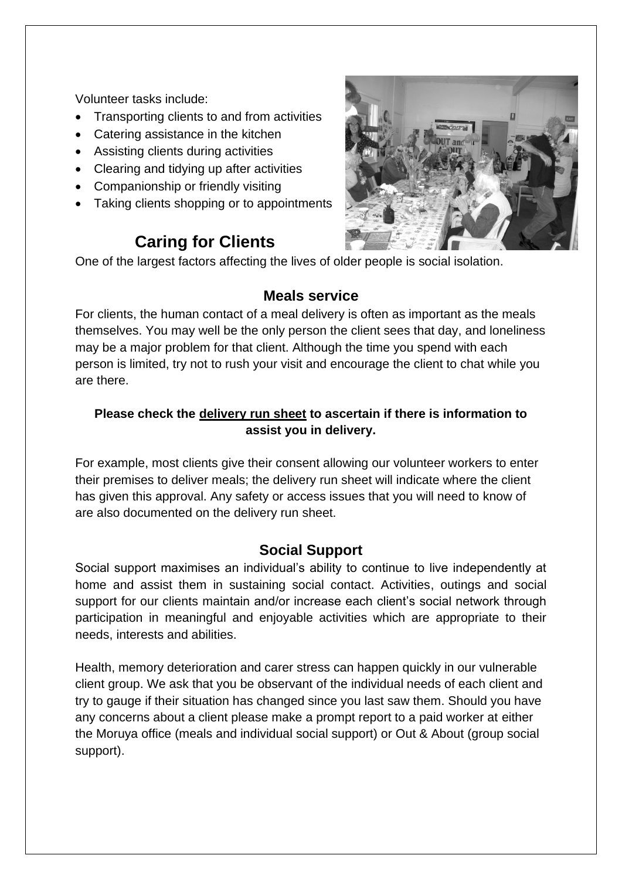Volunteer tasks include:

- Transporting clients to and from activities
- Catering assistance in the kitchen
- Assisting clients during activities
- Clearing and tidying up after activities
- Companionship or friendly visiting
- Taking clients shopping or to appointments

## Caring for Clients

One of the largest factors affecting the lives of older people is social isolation.

### Meals service

For clients, the human contact of a meal delivery is often as important as the meals themselves. You may well be the only person the client sees that day, and loneliness may be a major problem for that client. Although the time you spend with each person is limited, try not to rush your visit and encourage the client to chat while you are there.

**Please check the <u>delivery run sheet</u> to ascertain if there is information to assist you in delivery.**

For example, most clients give their consent allowing our volunteer workers to enter their premises to deliver meals; the delivery run sheet will indicate where the client has given this approval. Any safety or access issues that you will need to know of are also documented on the delivery run sheet.

### Social Support

Social support maximises an individual's ability to continue to live independently at home and assist them in sustaining social contact. Activities, outings and social support for our clients maintain and/or increase each client's social network through participation in meaningful and enjoyable activities which are appropriate to their needs, interests and abilities.

Health, memory deterioration and carer stress can happen quickly in our vulnerable client group. We ask that you be observant of the individual needs of each client and try to gauge if their situation has changed since you last saw them. Should you have any concerns about a client please make a prompt report to a paid worker at either the Moruya office (meals and individual social support) or Out & About (group social support).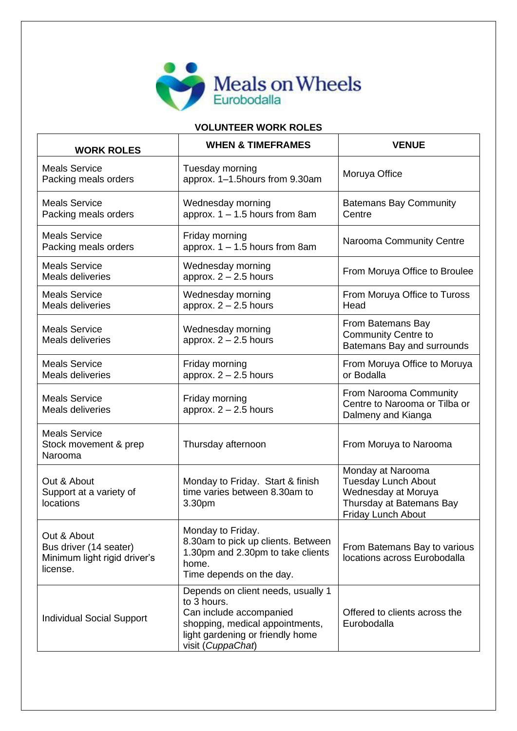Meals on Wheels
Eurobodalla

**VOLUNTEER WORK ROLES**

| WORK ROLES | WHEN & TIMEFRAMES | VENUE |
|---|---|---|
| Meals Service<br>Packing meals orders | Tuesday morning<br>approx. 1–1.5hours from 9.30am | Moruya Office |
| Meals Service<br>Packing meals orders | Wednesday morning<br>approx. 1 – 1.5 hours from 8am | Batemans Bay Community Centre |
| Meals Service<br>Packing meals orders | Friday morning<br>approx. 1 – 1.5 hours from 8am | Narooma Community Centre |
| Meals Service<br>Meals deliveries | Wednesday morning<br>approx. 2 – 2.5 hours | From Moruya Office to Broulee |
| Meals Service<br>Meals deliveries | Wednesday morning<br>approx. 2 – 2.5 hours | From Moruya Office to Tuross Head |
| Meals Service<br>Meals deliveries | Wednesday morning<br>approx. 2 – 2.5 hours | From Batemans Bay Community Centre to Batemans Bay and surrounds |
| Meals Service<br>Meals deliveries | Friday morning<br>approx. 2 – 2.5 hours | From Moruya Office to Moruya or Bodalla |
| Meals Service<br>Meals deliveries | Friday morning<br>approx. 2 – 2.5 hours | From Narooma Community Centre to Narooma or Tilba or Dalmeny and Kianga |
| Meals Service<br>Stock movement & prep Narooma | Thursday afternoon | From Moruya to Narooma |
| Out & About<br>Support at a variety of locations | Monday to Friday. Start & finish time varies between 8.30am to 3.30pm | Monday at Narooma<br>Tuesday Lunch About<br>Wednesday at Moruya<br>Thursday at Batemans Bay<br>Friday Lunch About |
| Out & About<br>Bus driver (14 seater)<br>Minimum light rigid driver's license. | Monday to Friday.<br>8.30am to pick up clients. Between 1.30pm and 2.30pm to take clients home.<br>Time depends on the day. | From Batemans Bay to various locations across Eurobodalla |
| Individual Social Support | Depends on client needs, usually 1 to 3 hours.<br>Can include accompanied shopping, medical appointments, light gardening or friendly home visit (*CuppaChat*) | Offered to clients across the Eurobodalla |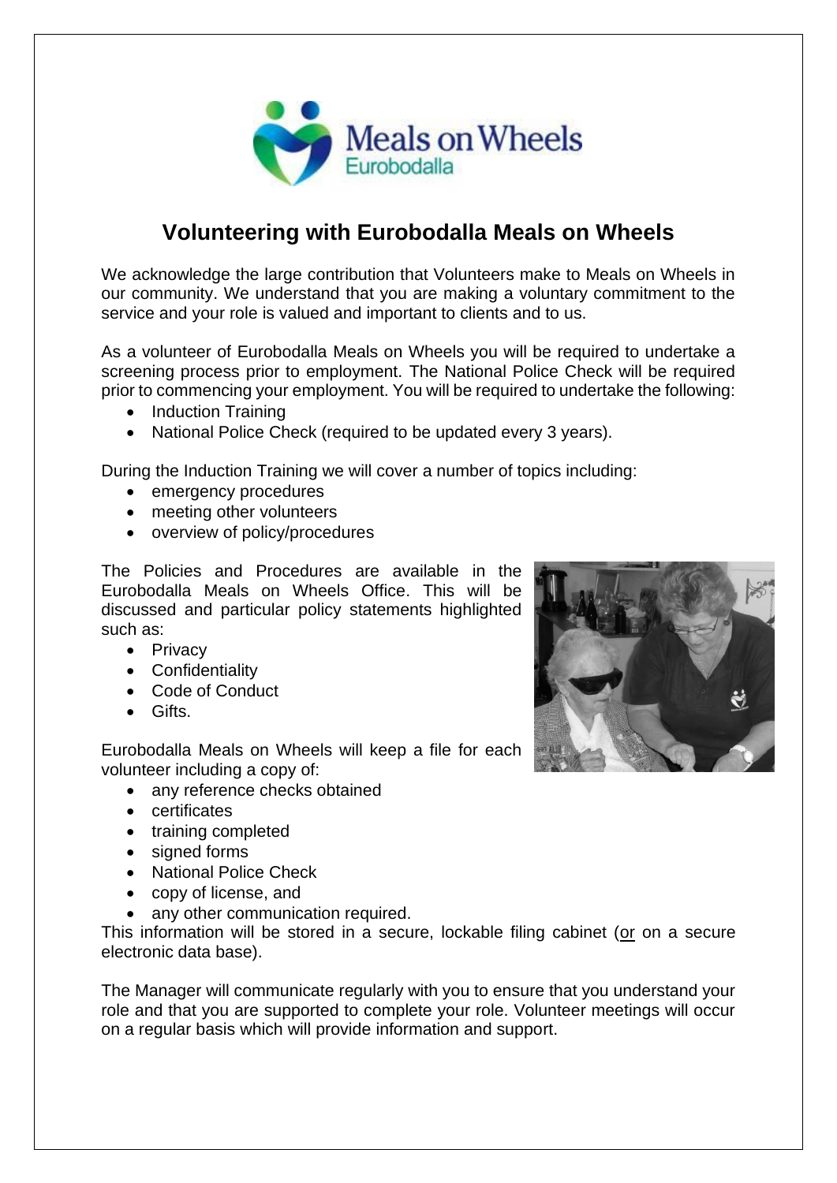# Volunteering with Eurobodalla Meals on Wheels

We acknowledge the large contribution that Volunteers make to Meals on Wheels in our community. We understand that you are making a voluntary commitment to the service and your role is valued and important to clients and to us.

As a volunteer of Eurobodalla Meals on Wheels you will be required to undertake a screening process prior to employment. The National Police Check will be required prior to commencing your employment. You will be required to undertake the following:

- Induction Training
- National Police Check (required to be updated every 3 years).

During the Induction Training we will cover a number of topics including:

- emergency procedures
- meeting other volunteers
- overview of policy/procedures

The Policies and Procedures are available in the Eurobodalla Meals on Wheels Office. This will be discussed and particular policy statements highlighted such as:

- Privacy
- Confidentiality
- Code of Conduct
- Gifts.

Eurobodalla Meals on Wheels will keep a file for each volunteer including a copy of:

- any reference checks obtained
- certificates
- training completed
- signed forms
- National Police Check
- copy of license, and
- any other communication required.

This information will be stored in a secure, lockable filing cabinet (or on a secure electronic data base).

The Manager will communicate regularly with you to ensure that you understand your role and that you are supported to complete your role. Volunteer meetings will occur on a regular basis which will provide information and support.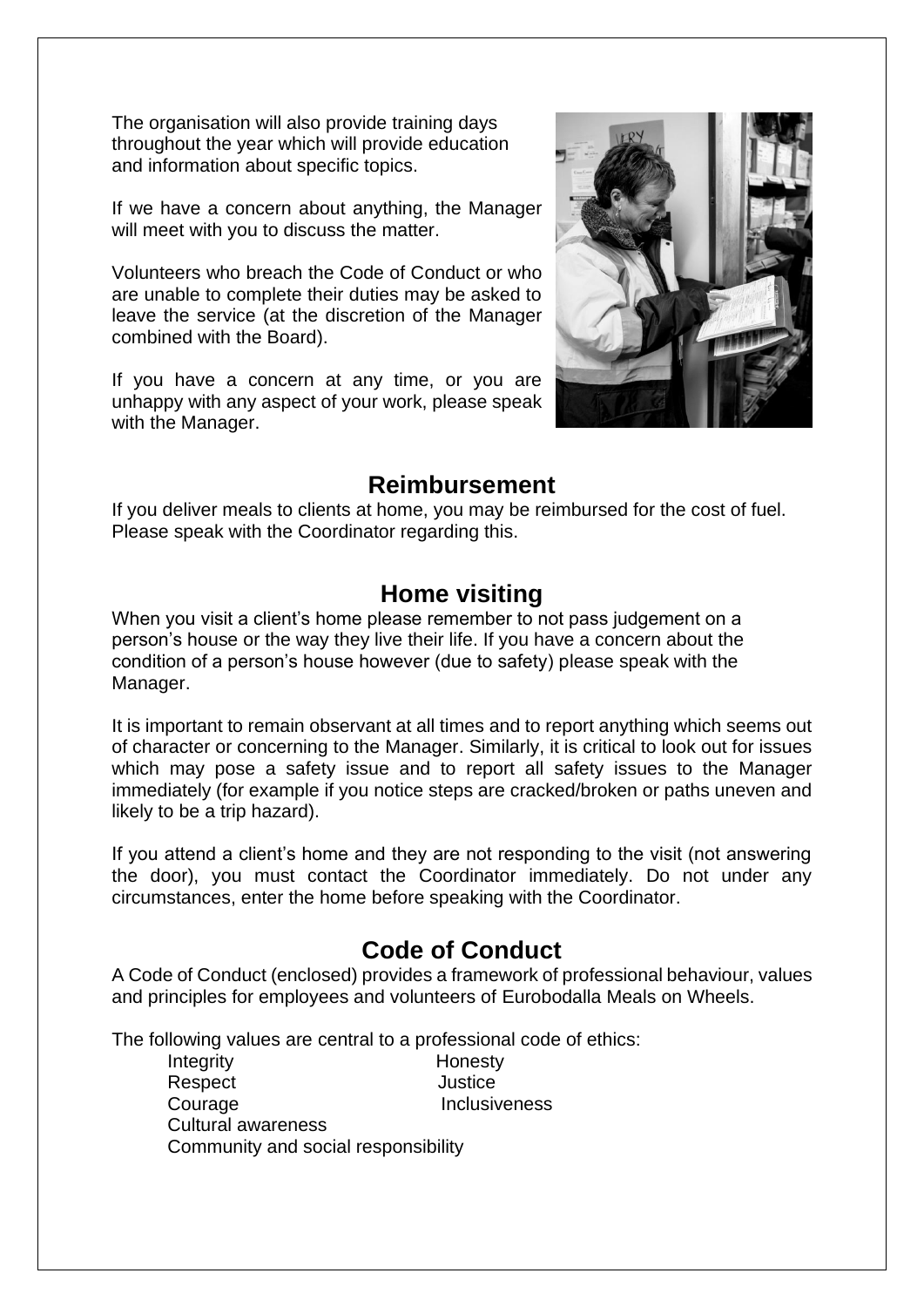The organisation will also provide training days throughout the year which will provide education and information about specific topics.

If we have a concern about anything, the Manager will meet with you to discuss the matter.

Volunteers who breach the Code of Conduct or who are unable to complete their duties may be asked to leave the service (at the discretion of the Manager combined with the Board).

If you have a concern at any time, or you are unhappy with any aspect of your work, please speak with the Manager.

## Reimbursement

If you deliver meals to clients at home, you may be reimbursed for the cost of fuel. Please speak with the Coordinator regarding this.

## Home visiting

When you visit a client's home please remember to not pass judgement on a person's house or the way they live their life. If you have a concern about the condition of a person's house however (due to safety) please speak with the Manager.

It is important to remain observant at all times and to report anything which seems out of character or concerning to the Manager. Similarly, it is critical to look out for issues which may pose a safety issue and to report all safety issues to the Manager immediately (for example if you notice steps are cracked/broken or paths uneven and likely to be a trip hazard).

If you attend a client's home and they are not responding to the visit (not answering the door), you must contact the Coordinator immediately. Do not under any circumstances, enter the home before speaking with the Coordinator.

## Code of Conduct

A Code of Conduct (enclosed) provides a framework of professional behaviour, values and principles for employees and volunteers of Eurobodalla Meals on Wheels.

The following values are central to a professional code of ethics:

- Integrity
- Honesty
- Respect
- Justice
- Courage
- Inclusiveness
- Cultural awareness
- Community and social responsibility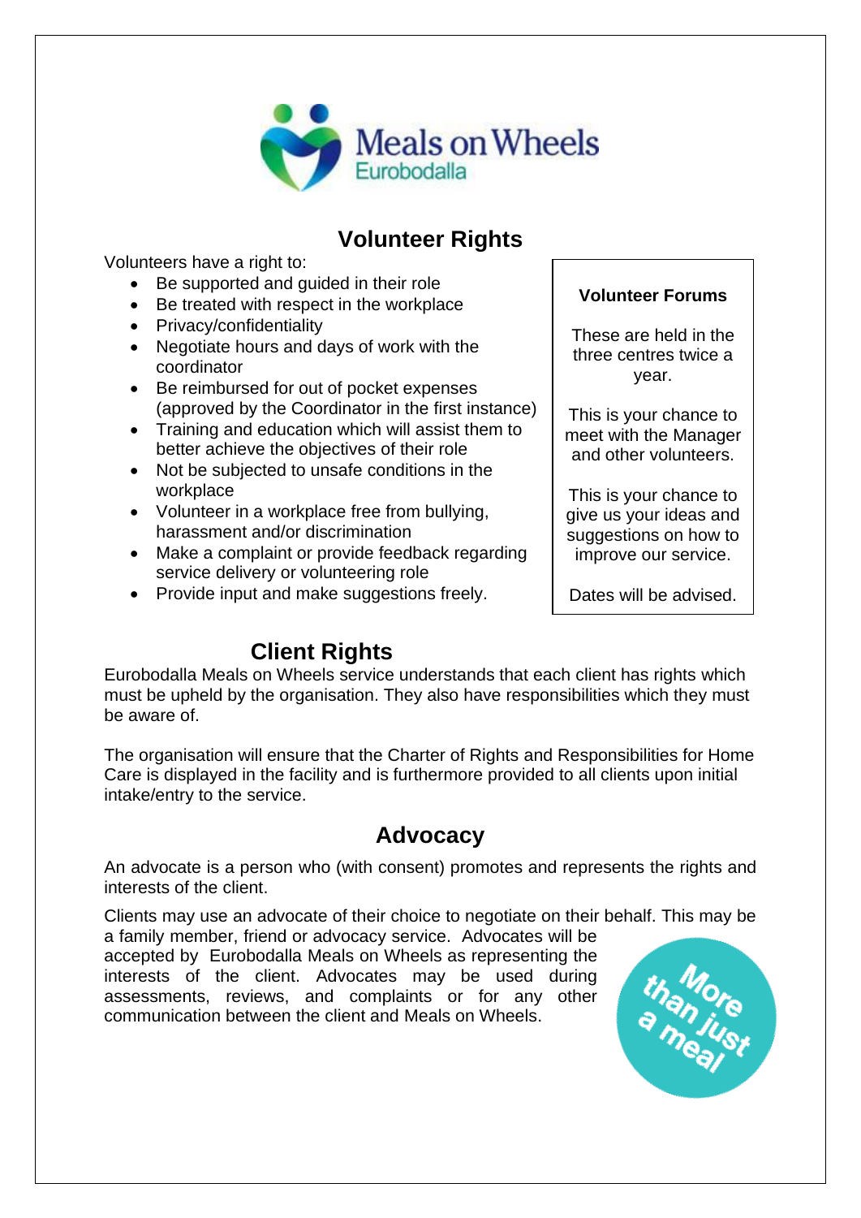Meals on Wheels
Eurobodalla

## Volunteer Rights

Volunteers have a right to:

- Be supported and guided in their role
- Be treated with respect in the workplace
- Privacy/confidentiality
- Negotiate hours and days of work with the coordinator
- Be reimbursed for out of pocket expenses (approved by the Coordinator in the first instance)
- Training and education which will assist them to better achieve the objectives of their role
- Not be subjected to unsafe conditions in the workplace
- Volunteer in a workplace free from bullying, harassment and/or discrimination
- Make a complaint or provide feedback regarding service delivery or volunteering role
- Provide input and make suggestions freely.

**Volunteer Forums**

These are held in the three centres twice a year.

This is your chance to meet with the Manager and other volunteers.

This is your chance to give us your ideas and suggestions on how to improve our service.

Dates will be advised.

## Client Rights

Eurobodalla Meals on Wheels service understands that each client has rights which must be upheld by the organisation. They also have responsibilities which they must be aware of.

The organisation will ensure that the Charter of Rights and Responsibilities for Home Care is displayed in the facility and is furthermore provided to all clients upon initial intake/entry to the service.

## Advocacy

An advocate is a person who (with consent) promotes and represents the rights and interests of the client.

Clients may use an advocate of their choice to negotiate on their behalf. This may be a family member, friend or advocacy service. Advocates will be accepted by Eurobodalla Meals on Wheels as representing the interests of the client. Advocates may be used during assessments, reviews, and complaints or for any other communication between the client and Meals on Wheels.

More than just a meal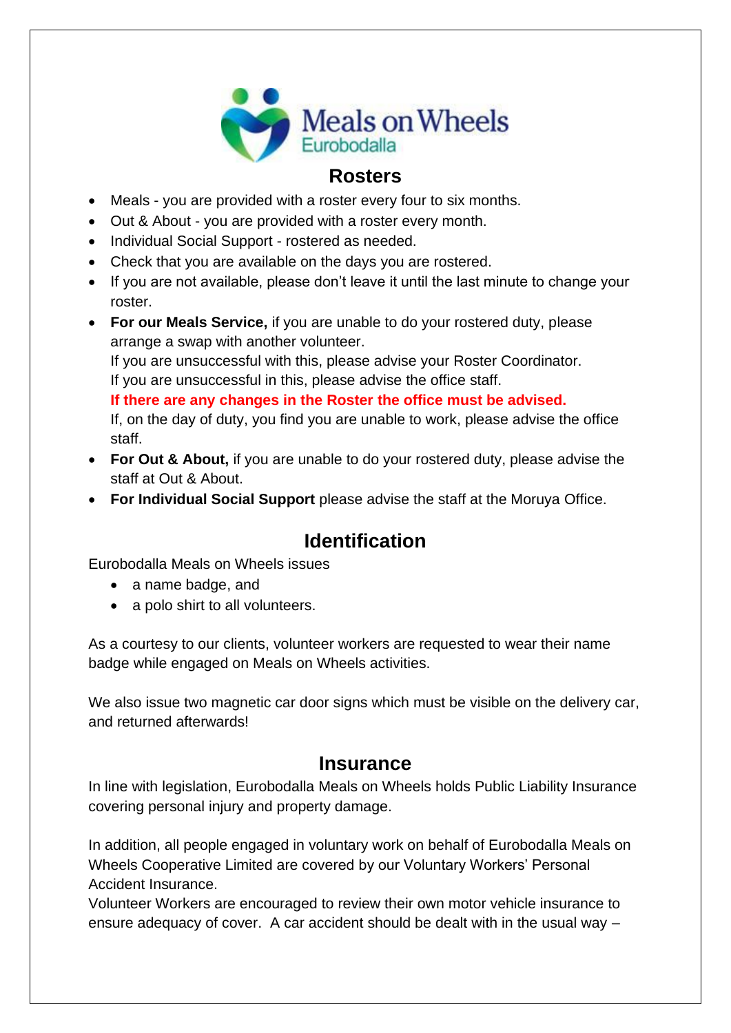## Rosters

- Meals - you are provided with a roster every four to six months.
- Out & About - you are provided with a roster every month.
- Individual Social Support - rostered as needed.
- Check that you are available on the days you are rostered.
- If you are not available, please don't leave it until the last minute to change your roster.
- **For our Meals Service,** if you are unable to do your rostered duty, please arrange a swap with another volunteer.
  If you are unsuccessful with this, please advise your Roster Coordinator.
  If you are unsuccessful in this, please advise the office staff.
  **If there are any changes in the Roster the office must be advised.**
  If, on the day of duty, you find you are unable to work, please advise the office staff.
- **For Out & About,** if you are unable to do your rostered duty, please advise the staff at Out & About.
- **For Individual Social Support** please advise the staff at the Moruya Office.

## Identification

Eurobodalla Meals on Wheels issues

- a name badge, and
- a polo shirt to all volunteers.

As a courtesy to our clients, volunteer workers are requested to wear their name badge while engaged on Meals on Wheels activities.

We also issue two magnetic car door signs which must be visible on the delivery car, and returned afterwards!

## Insurance

In line with legislation, Eurobodalla Meals on Wheels holds Public Liability Insurance covering personal injury and property damage.

In addition, all people engaged in voluntary work on behalf of Eurobodalla Meals on Wheels Cooperative Limited are covered by our Voluntary Workers' Personal Accident Insurance.
Volunteer Workers are encouraged to review their own motor vehicle insurance to ensure adequacy of cover. A car accident should be dealt with in the usual way –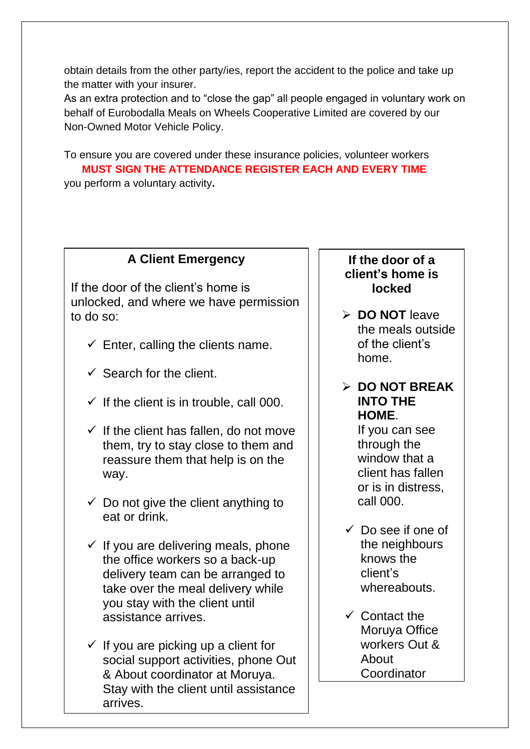obtain details from the other party/ies, report the accident to the police and take up the matter with your insurer.

As an extra protection and to "close the gap" all people engaged in voluntary work on behalf of Eurobodalla Meals on Wheels Cooperative Limited are covered by our Non-Owned Motor Vehicle Policy.

To ensure you are covered under these insurance policies, volunteer workers **MUST SIGN THE ATTENDANCE REGISTER EACH AND EVERY TIME** you perform a voluntary activity**.**

### A Client Emergency

If the door of the client's home is unlocked, and where we have permission to do so:

- ✓ Enter, calling the clients name.
- ✓ Search for the client.
- ✓ If the client is in trouble, call 000.
- ✓ If the client has fallen, do not move them, try to stay close to them and reassure them that help is on the way.
- ✓ Do not give the client anything to eat or drink.
- ✓ If you are delivering meals, phone the office workers so a back-up delivery team can be arranged to take over the meal delivery while you stay with the client until assistance arrives.
- ✓ If you are picking up a client for social support activities, phone Out & About coordinator at Moruya. Stay with the client until assistance arrives.

### If the door of a client's home is locked

- **DO NOT** leave the meals outside of the client's home.
- **DO NOT BREAK INTO THE HOME**. If you can see through the window that a client has fallen or is in distress, call 000.
- ✓ Do see if one of the neighbours knows the client's whereabouts.
- ✓ Contact the Moruya Office workers Out & About Coordinator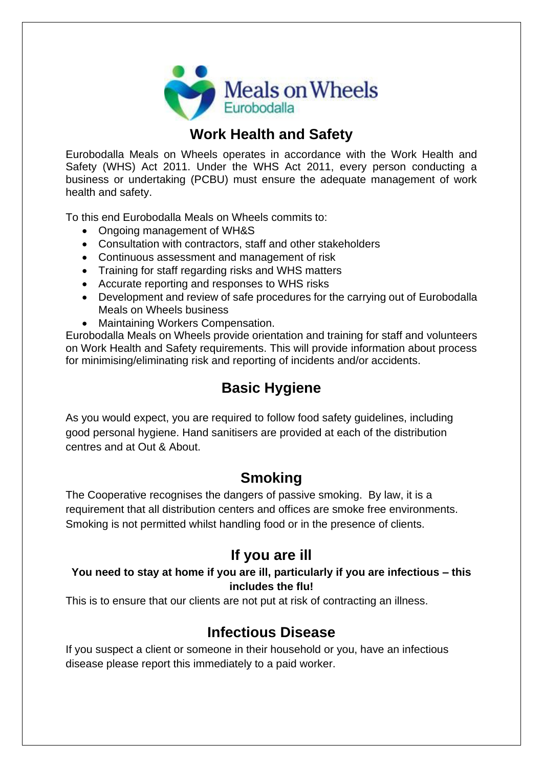Meals on Wheels
Eurobodalla

## Work Health and Safety

Eurobodalla Meals on Wheels operates in accordance with the Work Health and Safety (WHS) Act 2011. Under the WHS Act 2011, every person conducting a business or undertaking (PCBU) must ensure the adequate management of work health and safety.

To this end Eurobodalla Meals on Wheels commits to:

- Ongoing management of WH&S
- Consultation with contractors, staff and other stakeholders
- Continuous assessment and management of risk
- Training for staff regarding risks and WHS matters
- Accurate reporting and responses to WHS risks
- Development and review of safe procedures for the carrying out of Eurobodalla Meals on Wheels business
- Maintaining Workers Compensation.

Eurobodalla Meals on Wheels provide orientation and training for staff and volunteers on Work Health and Safety requirements. This will provide information about process for minimising/eliminating risk and reporting of incidents and/or accidents.

## Basic Hygiene

As you would expect, you are required to follow food safety guidelines, including good personal hygiene. Hand sanitisers are provided at each of the distribution centres and at Out & About.

## Smoking

The Cooperative recognises the dangers of passive smoking. By law, it is a requirement that all distribution centers and offices are smoke free environments. Smoking is not permitted whilst handling food or in the presence of clients.

## If you are ill

**You need to stay at home if you are ill, particularly if you are infectious – this includes the flu!**

This is to ensure that our clients are not put at risk of contracting an illness.

## Infectious Disease

If you suspect a client or someone in their household or you, have an infectious disease please report this immediately to a paid worker.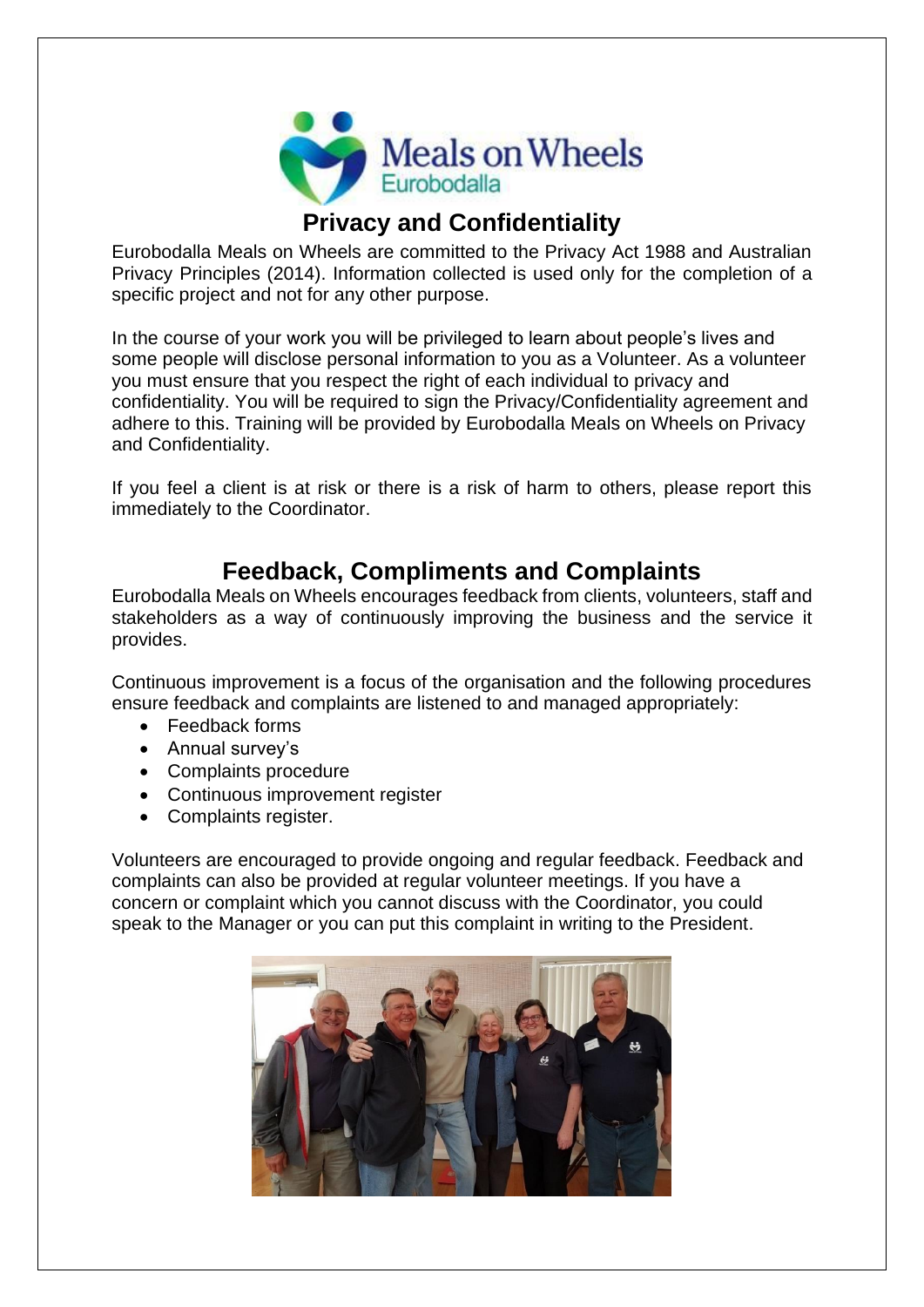## Privacy and Confidentiality

Eurobodalla Meals on Wheels are committed to the Privacy Act 1988 and Australian Privacy Principles (2014). Information collected is used only for the completion of a specific project and not for any other purpose.

In the course of your work you will be privileged to learn about people's lives and some people will disclose personal information to you as a Volunteer. As a volunteer you must ensure that you respect the right of each individual to privacy and confidentiality. You will be required to sign the Privacy/Confidentiality agreement and adhere to this. Training will be provided by Eurobodalla Meals on Wheels on Privacy and Confidentiality.

If you feel a client is at risk or there is a risk of harm to others, please report this immediately to the Coordinator.

## Feedback, Compliments and Complaints

Eurobodalla Meals on Wheels encourages feedback from clients, volunteers, staff and stakeholders as a way of continuously improving the business and the service it provides.

Continuous improvement is a focus of the organisation and the following procedures ensure feedback and complaints are listened to and managed appropriately:

- Feedback forms
- Annual survey's
- Complaints procedure
- Continuous improvement register
- Complaints register.

Volunteers are encouraged to provide ongoing and regular feedback. Feedback and complaints can also be provided at regular volunteer meetings. If you have a concern or complaint which you cannot discuss with the Coordinator, you could speak to the Manager or you can put this complaint in writing to the President.